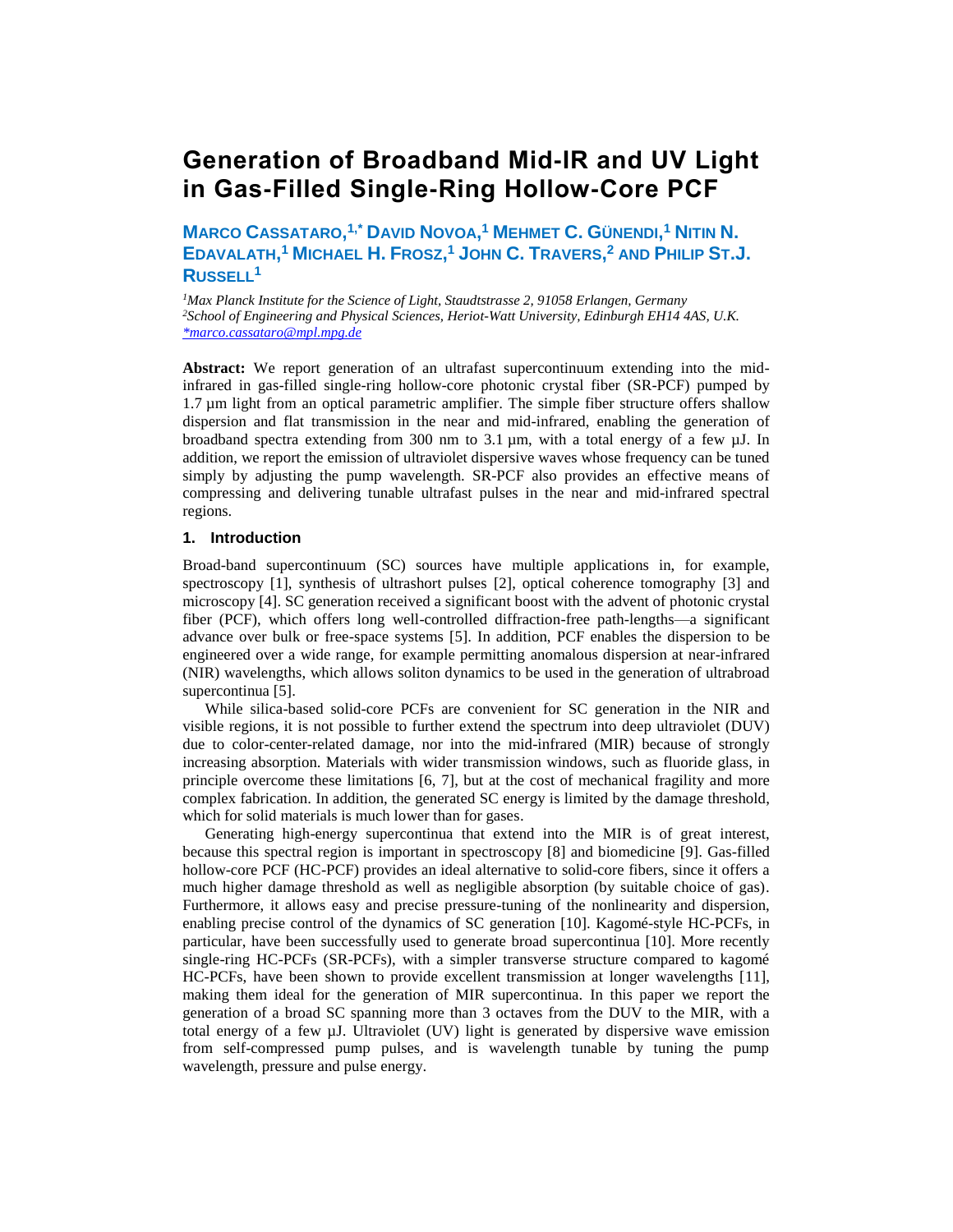# Generation of Broadband Mid-IR and UV Light in Gas-Filled Single-Ring Hollow-Core PCF

**Marco Cassataro,[1,*] David Novoa,[1] Mehmet C. Günendi,[1] Nitin N. Edavalath,[1] Michael H. Frosz,[1] John C. Travers,[2] and Philip St.J. Russell[1]**

[1] *Max Planck Institute for the Science of Light, Staudtstrasse 2, 91058 Erlangen, Germany*
[2] *School of Engineering and Physical Sciences, Heriot-Watt University, Edinburgh EH14 4AS, U.K.*
*marco.cassataro@mpl.mpg.de

**Abstract:** We report generation of an ultrafast supercontinuum extending into the mid-infrared in gas-filled single-ring hollow-core photonic crystal fiber (SR-PCF) pumped by 1.7 µm light from an optical parametric amplifier. The simple fiber structure offers shallow dispersion and flat transmission in the near and mid-infrared, enabling the generation of broadband spectra extending from 300 nm to 3.1 µm, with a total energy of a few µJ. In addition, we report the emission of ultraviolet dispersive waves whose frequency can be tuned simply by adjusting the pump wavelength. SR-PCF also provides an effective means of compressing and delivering tunable ultrafast pulses in the near and mid-infrared spectral regions.

## 1. Introduction

Broad-band supercontinuum (SC) sources have multiple applications in, for example, spectroscopy [1], synthesis of ultrashort pulses [2], optical coherence tomography [3] and microscopy [4]. SC generation received a significant boost with the advent of photonic crystal fiber (PCF), which offers long well-controlled diffraction-free path-lengths—a significant advance over bulk or free-space systems [5]. In addition, PCF enables the dispersion to be engineered over a wide range, for example permitting anomalous dispersion at near-infrared (NIR) wavelengths, which allows soliton dynamics to be used in the generation of ultrabroad supercontinua [5].

While silica-based solid-core PCFs are convenient for SC generation in the NIR and visible regions, it is not possible to further extend the spectrum into deep ultraviolet (DUV) due to color-center-related damage, nor into the mid-infrared (MIR) because of strongly increasing absorption. Materials with wider transmission windows, such as fluoride glass, in principle overcome these limitations [6, 7], but at the cost of mechanical fragility and more complex fabrication. In addition, the generated SC energy is limited by the damage threshold, which for solid materials is much lower than for gases.

Generating high-energy supercontinua that extend into the MIR is of great interest, because this spectral region is important in spectroscopy [8] and biomedicine [9]. Gas-filled hollow-core PCF (HC-PCF) provides an ideal alternative to solid-core fibers, since it offers a much higher damage threshold as well as negligible absorption (by suitable choice of gas). Furthermore, it allows easy and precise pressure-tuning of the nonlinearity and dispersion, enabling precise control of the dynamics of SC generation [10]. Kagomé-style HC-PCFs, in particular, have been successfully used to generate broad supercontinua [10]. More recently single-ring HC-PCFs (SR-PCFs), with a simpler transverse structure compared to kagomé HC-PCFs, have been shown to provide excellent transmission at longer wavelengths [11], making them ideal for the generation of MIR supercontinua. In this paper we report the generation of a broad SC spanning more than 3 octaves from the DUV to the MIR, with a total energy of a few µJ. Ultraviolet (UV) light is generated by dispersive wave emission from self-compressed pump pulses, and is wavelength tunable by tuning the pump wavelength, pressure and pulse energy.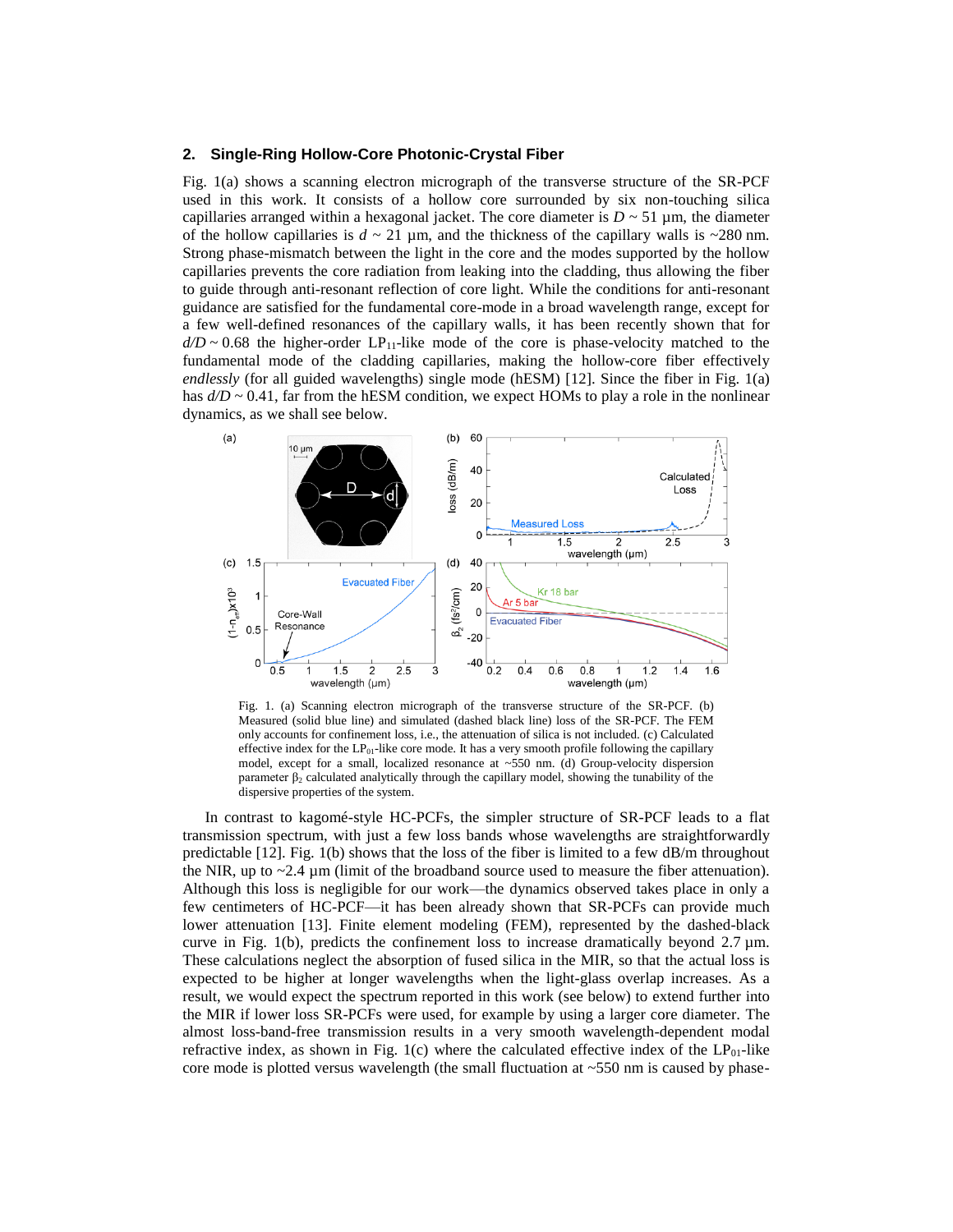## 2. Single-Ring Hollow-Core Photonic-Crystal Fiber

Fig. 1(a) shows a scanning electron micrograph of the transverse structure of the SR-PCF used in this work. It consists of a hollow core surrounded by six non-touching silica capillaries arranged within a hexagonal jacket. The core diameter is $D \sim 51$ µm, the diameter of the hollow capillaries is $d \sim 21$ µm, and the thickness of the capillary walls is ~280 nm. Strong phase-mismatch between the light in the core and the modes supported by the hollow capillaries prevents the core radiation from leaking into the cladding, thus allowing the fiber to guide through anti-resonant reflection of core light. While the conditions for anti-resonant guidance are satisfied for the fundamental core-mode in a broad wavelength range, except for a few well-defined resonances of the capillary walls, it has been recently shown that for $d/D \sim 0.68$ the higher-order $LP_{11}$-like mode of the core is phase-velocity matched to the fundamental mode of the cladding capillaries, making the hollow-core fiber effectively *endlessly* (for all guided wavelengths) single mode (hESM) [12]. Since the fiber in Fig. 1(a) has $d/D \sim 0.41$, far from the hESM condition, we expect HOMs to play a role in the nonlinear dynamics, as we shall see below.

Fig. 1. (a) Scanning electron micrograph of the transverse structure of the SR-PCF. (b) Measured (solid blue line) and simulated (dashed black line) loss of the SR-PCF. The FEM only accounts for confinement loss, i.e., the attenuation of silica is not included. (c) Calculated effective index for the $LP_{01}$-like core mode. It has a very smooth profile following the capillary model, except for a small, localized resonance at ~550 nm. (d) Group-velocity dispersion parameter $\beta_2$ calculated analytically through the capillary model, showing the tunability of the dispersive properties of the system.

In contrast to kagomé-style HC-PCFs, the simpler structure of SR-PCF leads to a flat transmission spectrum, with just a few loss bands whose wavelengths are straightforwardly predictable [12]. Fig. 1(b) shows that the loss of the fiber is limited to a few dB/m throughout the NIR, up to ~2.4 µm (limit of the broadband source used to measure the fiber attenuation). Although this loss is negligible for our work—the dynamics observed takes place in only a few centimeters of HC-PCF—it has been already shown that SR-PCFs can provide much lower attenuation [13]. Finite element modeling (FEM), represented by the dashed-black curve in Fig. 1(b), predicts the confinement loss to increase dramatically beyond 2.7 µm. These calculations neglect the absorption of fused silica in the MIR, so that the actual loss is expected to be higher at longer wavelengths when the light-glass overlap increases. As a result, we would expect the spectrum reported in this work (see below) to extend further into the MIR if lower loss SR-PCFs were used, for example by using a larger core diameter. The almost loss-band-free transmission results in a very smooth wavelength-dependent modal refractive index, as shown in Fig. 1(c) where the calculated effective index of the $LP_{01}$-like core mode is plotted versus wavelength (the small fluctuation at ~550 nm is caused by phase-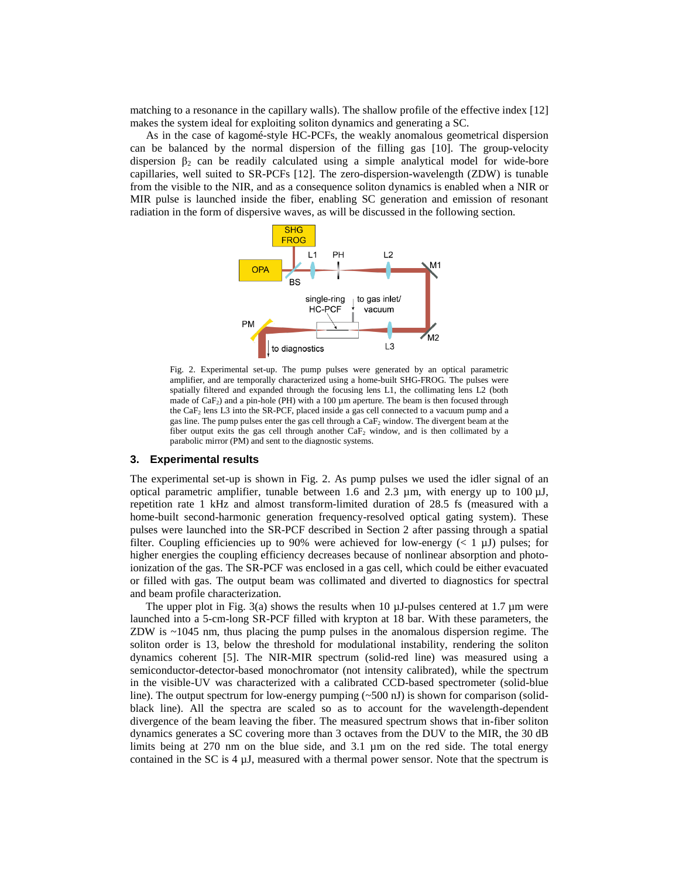matching to a resonance in the capillary walls). The shallow profile of the effective index [12] makes the system ideal for exploiting soliton dynamics and generating a SC.

As in the case of kagomé-style HC-PCFs, the weakly anomalous geometrical dispersion can be balanced by the normal dispersion of the filling gas [10]. The group-velocity dispersion $\beta_2$ can be readily calculated using a simple analytical model for wide-bore capillaries, well suited to SR-PCFs [12]. The zero-dispersion-wavelength (ZDW) is tunable from the visible to the NIR, and as a consequence soliton dynamics is enabled when a NIR or MIR pulse is launched inside the fiber, enabling SC generation and emission of resonant radiation in the form of dispersive waves, as will be discussed in the following section.

Fig. 2. Experimental set-up. The pump pulses were generated by an optical parametric amplifier, and are temporally characterized using a home-built SHG-FROG. The pulses were spatially filtered and expanded through the focusing lens L1, the collimating lens L2 (both made of $CaF_2$) and a pin-hole (PH) with a 100 µm aperture. The beam is then focused through the $CaF_2$ lens L3 into the SR-PCF, placed inside a gas cell connected to a vacuum pump and a gas line. The pump pulses enter the gas cell through a $CaF_2$ window. The divergent beam at the fiber output exits the gas cell through another $CaF_2$ window, and is then collimated by a parabolic mirror (PM) and sent to the diagnostic systems.

## 3. Experimental results

The experimental set-up is shown in Fig. 2. As pump pulses we used the idler signal of an optical parametric amplifier, tunable between 1.6 and 2.3 µm, with energy up to 100 µJ, repetition rate 1 kHz and almost transform-limited duration of 28.5 fs (measured with a home-built second-harmonic generation frequency-resolved optical gating system). These pulses were launched into the SR-PCF described in Section 2 after passing through a spatial filter. Coupling efficiencies up to 90% were achieved for low-energy (< 1 µJ) pulses; for higher energies the coupling efficiency decreases because of nonlinear absorption and photo-ionization of the gas. The SR-PCF was enclosed in a gas cell, which could be either evacuated or filled with gas. The output beam was collimated and diverted to diagnostics for spectral and beam profile characterization.

The upper plot in Fig. 3(a) shows the results when 10 µJ-pulses centered at 1.7 µm were launched into a 5-cm-long SR-PCF filled with krypton at 18 bar. With these parameters, the ZDW is ~1045 nm, thus placing the pump pulses in the anomalous dispersion regime. The soliton order is 13, below the threshold for modulational instability, rendering the soliton dynamics coherent [5]. The NIR-MIR spectrum (solid-red line) was measured using a semiconductor-detector-based monochromator (not intensity calibrated), while the spectrum in the visible-UV was characterized with a calibrated CCD-based spectrometer (solid-blue line). The output spectrum for low-energy pumping (~500 nJ) is shown for comparison (solid-black line). All the spectra are scaled so as to account for the wavelength-dependent divergence of the beam leaving the fiber. The measured spectrum shows that in-fiber soliton dynamics generates a SC covering more than 3 octaves from the DUV to the MIR, the 30 dB limits being at 270 nm on the blue side, and 3.1 µm on the red side. The total energy contained in the SC is 4 µJ, measured with a thermal power sensor. Note that the spectrum is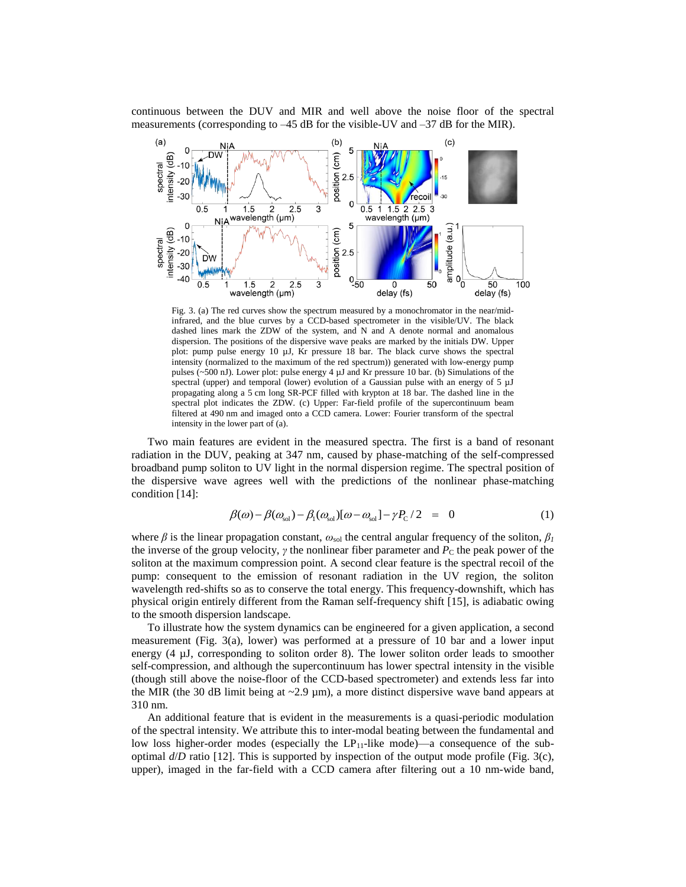continuous between the DUV and MIR and well above the noise floor of the spectral measurements (corresponding to –45 dB for the visible-UV and –37 dB for the MIR).

Fig. 3. (a) The red curves show the spectrum measured by a monochromator in the near/mid-infrared, and the blue curves by a CCD-based spectrometer in the visible/UV. The black dashed lines mark the ZDW of the system, and N and A denote normal and anomalous dispersion. The positions of the dispersive wave peaks are marked by the initials DW. Upper plot: pump pulse energy 10 µJ, Kr pressure 18 bar. The black curve shows the spectral intensity (normalized to the maximum of the red spectrum)) generated with low-energy pump pulses (~500 nJ). Lower plot: pulse energy 4 µJ and Kr pressure 10 bar. (b) Simulations of the spectral (upper) and temporal (lower) evolution of a Gaussian pulse with an energy of 5 µJ propagating along a 5 cm long SR-PCF filled with krypton at 18 bar. The dashed line in the spectral plot indicates the ZDW. (c) Upper: Far-field profile of the supercontinuum beam filtered at 490 nm and imaged onto a CCD camera. Lower: Fourier transform of the spectral intensity in the lower part of (a).

Two main features are evident in the measured spectra. The first is a band of resonant radiation in the DUV, peaking at 347 nm, caused by phase-matching of the self-compressed broadband pump soliton to UV light in the normal dispersion regime. The spectral position of the dispersive wave agrees well with the predictions of the nonlinear phase-matching condition [14]:

$$\beta(\omega) - \beta(\omega_{\mathrm{sol}}) - \beta_1(\omega_{\mathrm{sol}})[\omega - \omega_{\mathrm{sol}}] - \gamma P_{\mathrm{C}}/2 \;=\; 0 \tag{1}$$

where $\beta$ is the linear propagation constant, $\omega_{\mathrm{sol}}$ the central angular frequency of the soliton, $\beta_1$ the inverse of the group velocity, $\gamma$ the nonlinear fiber parameter and $P_{\mathrm{C}}$ the peak power of the soliton at the maximum compression point. A second clear feature is the spectral recoil of the pump: consequent to the emission of resonant radiation in the UV region, the soliton wavelength red-shifts so as to conserve the total energy. This frequency-downshift, which has physical origin entirely different from the Raman self-frequency shift [15], is adiabatic owing to the smooth dispersion landscape.

To illustrate how the system dynamics can be engineered for a given application, a second measurement (Fig. 3(a), lower) was performed at a pressure of 10 bar and a lower input energy (4 µJ, corresponding to soliton order 8). The lower soliton order leads to smoother self-compression, and although the supercontinuum has lower spectral intensity in the visible (though still above the noise-floor of the CCD-based spectrometer) and extends less far into the MIR (the 30 dB limit being at ~2.9 µm), a more distinct dispersive wave band appears at 310 nm.

An additional feature that is evident in the measurements is a quasi-periodic modulation of the spectral intensity. We attribute this to inter-modal beating between the fundamental and low loss higher-order modes (especially the $LP_{11}$-like mode)—a consequence of the sub-optimal $d/D$ ratio [12]. This is supported by inspection of the output mode profile (Fig. 3(c), upper), imaged in the far-field with a CCD camera after filtering out a 10 nm-wide band,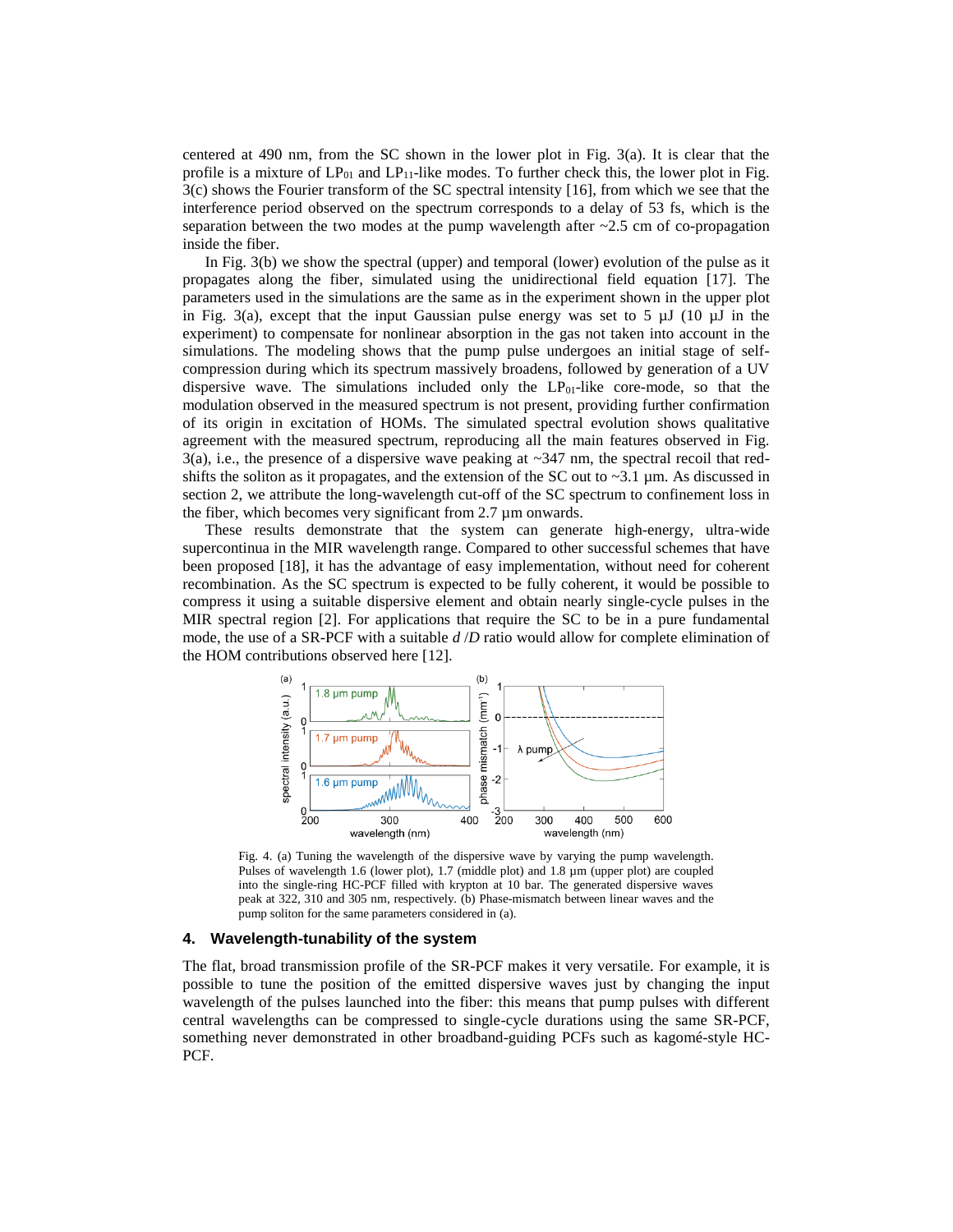centered at 490 nm, from the SC shown in the lower plot in Fig. 3(a). It is clear that the profile is a mixture of $LP_{01}$ and $LP_{11}$-like modes. To further check this, the lower plot in Fig. 3(c) shows the Fourier transform of the SC spectral intensity [16], from which we see that the interference period observed on the spectrum corresponds to a delay of 53 fs, which is the separation between the two modes at the pump wavelength after ~2.5 cm of co-propagation inside the fiber.

In Fig. 3(b) we show the spectral (upper) and temporal (lower) evolution of the pulse as it propagates along the fiber, simulated using the unidirectional field equation [17]. The parameters used in the simulations are the same as in the experiment shown in the upper plot in Fig. 3(a), except that the input Gaussian pulse energy was set to 5 µJ (10 µJ in the experiment) to compensate for nonlinear absorption in the gas not taken into account in the simulations. The modeling shows that the pump pulse undergoes an initial stage of self-compression during which its spectrum massively broadens, followed by generation of a UV dispersive wave. The simulations included only the $LP_{01}$-like core-mode, so that the modulation observed in the measured spectrum is not present, providing further confirmation of its origin in excitation of HOMs. The simulated spectral evolution shows qualitative agreement with the measured spectrum, reproducing all the main features observed in Fig. 3(a), i.e., the presence of a dispersive wave peaking at ~347 nm, the spectral recoil that red-shifts the soliton as it propagates, and the extension of the SC out to ~3.1 µm. As discussed in section 2, we attribute the long-wavelength cut-off of the SC spectrum to confinement loss in the fiber, which becomes very significant from 2.7 µm onwards.

These results demonstrate that the system can generate high-energy, ultra-wide supercontinua in the MIR wavelength range. Compared to other successful schemes that have been proposed [18], it has the advantage of easy implementation, without need for coherent recombination. As the SC spectrum is expected to be fully coherent, it would be possible to compress it using a suitable dispersive element and obtain nearly single-cycle pulses in the MIR spectral region [2]. For applications that require the SC to be in a pure fundamental mode, the use of a SR-PCF with a suitable $d/D$ ratio would allow for complete elimination of the HOM contributions observed here [12].

Fig. 4. (a) Tuning the wavelength of the dispersive wave by varying the pump wavelength. Pulses of wavelength 1.6 (lower plot), 1.7 (middle plot) and 1.8 µm (upper plot) are coupled into the single-ring HC-PCF filled with krypton at 10 bar. The generated dispersive waves peak at 322, 310 and 305 nm, respectively. (b) Phase-mismatch between linear waves and the pump soliton for the same parameters considered in (a).

## 4. Wavelength-tunability of the system

The flat, broad transmission profile of the SR-PCF makes it very versatile. For example, it is possible to tune the position of the emitted dispersive waves just by changing the input wavelength of the pulses launched into the fiber: this means that pump pulses with different central wavelengths can be compressed to single-cycle durations using the same SR-PCF, something never demonstrated in other broadband-guiding PCFs such as kagomé-style HC-PCF.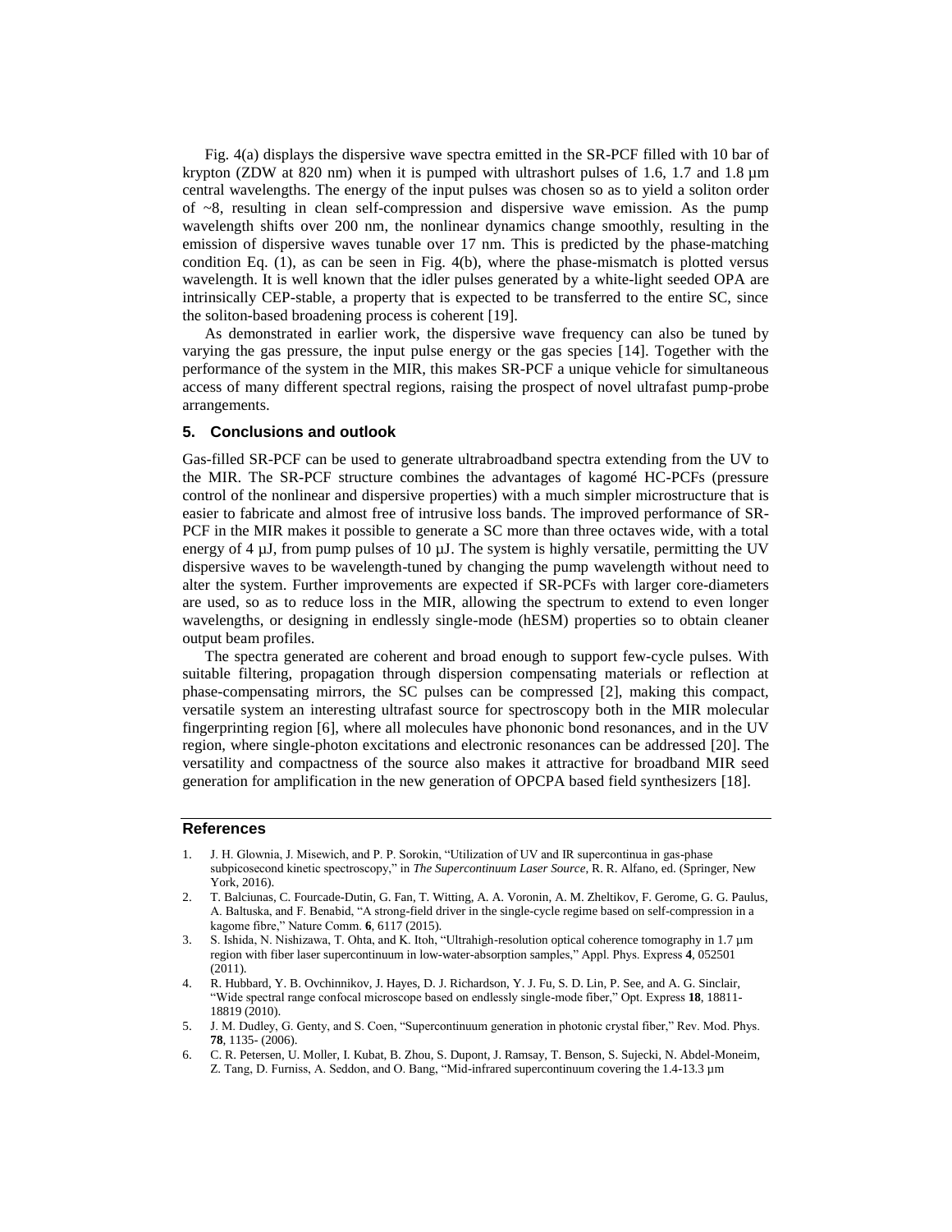Fig. 4(a) displays the dispersive wave spectra emitted in the SR-PCF filled with 10 bar of krypton (ZDW at 820 nm) when it is pumped with ultrashort pulses of 1.6, 1.7 and 1.8 µm central wavelengths. The energy of the input pulses was chosen so as to yield a soliton order of ~8, resulting in clean self-compression and dispersive wave emission. As the pump wavelength shifts over 200 nm, the nonlinear dynamics change smoothly, resulting in the emission of dispersive waves tunable over 17 nm. This is predicted by the phase-matching condition Eq. (1), as can be seen in Fig. 4(b), where the phase-mismatch is plotted versus wavelength. It is well known that the idler pulses generated by a white-light seeded OPA are intrinsically CEP-stable, a property that is expected to be transferred to the entire SC, since the soliton-based broadening process is coherent [19].

As demonstrated in earlier work, the dispersive wave frequency can also be tuned by varying the gas pressure, the input pulse energy or the gas species [14]. Together with the performance of the system in the MIR, this makes SR-PCF a unique vehicle for simultaneous access of many different spectral regions, raising the prospect of novel ultrafast pump-probe arrangements.

## 5. Conclusions and outlook

Gas-filled SR-PCF can be used to generate ultrabroadband spectra extending from the UV to the MIR. The SR-PCF structure combines the advantages of kagomé HC-PCFs (pressure control of the nonlinear and dispersive properties) with a much simpler microstructure that is easier to fabricate and almost free of intrusive loss bands. The improved performance of SR-PCF in the MIR makes it possible to generate a SC more than three octaves wide, with a total energy of 4 µJ, from pump pulses of 10 µJ. The system is highly versatile, permitting the UV dispersive waves to be wavelength-tuned by changing the pump wavelength without need to alter the system. Further improvements are expected if SR-PCFs with larger core-diameters are used, so as to reduce loss in the MIR, allowing the spectrum to extend to even longer wavelengths, or designing in endlessly single-mode (hESM) properties so to obtain cleaner output beam profiles.

The spectra generated are coherent and broad enough to support few-cycle pulses. With suitable filtering, propagation through dispersion compensating materials or reflection at phase-compensating mirrors, the SC pulses can be compressed [2], making this compact, versatile system an interesting ultrafast source for spectroscopy both in the MIR molecular fingerprinting region [6], where all molecules have phononic bond resonances, and in the UV region, where single-photon excitations and electronic resonances can be addressed [20]. The versatility and compactness of the source also makes it attractive for broadband MIR seed generation for amplification in the new generation of OPCPA based field synthesizers [18].

## References

1. J. H. Glownia, J. Misewich, and P. P. Sorokin, "Utilization of UV and IR supercontinua in gas-phase subpicosecond kinetic spectroscopy," in *The Supercontinuum Laser Source*, R. R. Alfano, ed. (Springer, New York, 2016).
2. T. Balciunas, C. Fourcade-Dutin, G. Fan, T. Witting, A. A. Voronin, A. M. Zheltikov, F. Gerome, G. G. Paulus, A. Baltuska, and F. Benabid, "A strong-field driver in the single-cycle regime based on self-compression in a kagome fibre," Nature Comm. **6**, 6117 (2015).
3. S. Ishida, N. Nishizawa, T. Ohta, and K. Itoh, "Ultrahigh-resolution optical coherence tomography in 1.7 µm region with fiber laser supercontinuum in low-water-absorption samples," Appl. Phys. Express **4**, 052501 (2011).
4. R. Hubbard, Y. B. Ovchinnikov, J. Hayes, D. J. Richardson, Y. J. Fu, S. D. Lin, P. See, and A. G. Sinclair, "Wide spectral range confocal microscope based on endlessly single-mode fiber," Opt. Express **18**, 18811-18819 (2010).
5. J. M. Dudley, G. Genty, and S. Coen, "Supercontinuum generation in photonic crystal fiber," Rev. Mod. Phys. **78**, 1135- (2006).
6. C. R. Petersen, U. Moller, I. Kubat, B. Zhou, S. Dupont, J. Ramsay, T. Benson, S. Sujecki, N. Abdel-Moneim, Z. Tang, D. Furniss, A. Seddon, and O. Bang, "Mid-infrared supercontinuum covering the 1.4-13.3 µm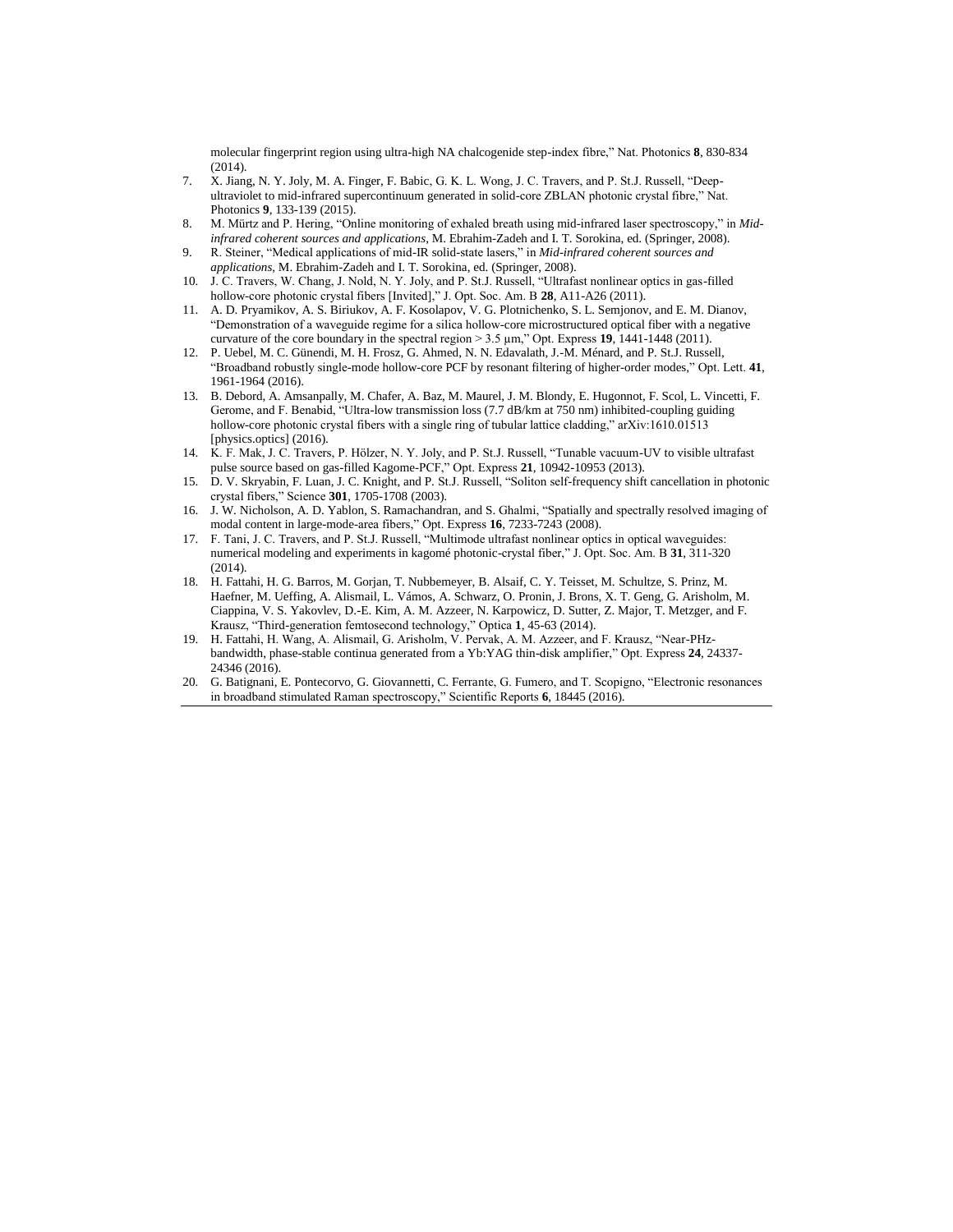molecular fingerprint region using ultra-high NA chalcogenide step-index fibre," Nat. Photonics **8**, 830-834 (2014).

7. X. Jiang, N. Y. Joly, M. A. Finger, F. Babic, G. K. L. Wong, J. C. Travers, and P. St.J. Russell, "Deep-ultraviolet to mid-infrared supercontinuum generated in solid-core ZBLAN photonic crystal fibre," Nat. Photonics **9**, 133-139 (2015).
8. M. Mürtz and P. Hering, "Online monitoring of exhaled breath using mid-infrared laser spectroscopy," in *Mid-infrared coherent sources and applications*, M. Ebrahim-Zadeh and I. T. Sorokina, ed. (Springer, 2008).
9. R. Steiner, "Medical applications of mid-IR solid-state lasers," in *Mid-infrared coherent sources and applications*, M. Ebrahim-Zadeh and I. T. Sorokina, ed. (Springer, 2008).
10. J. C. Travers, W. Chang, J. Nold, N. Y. Joly, and P. St.J. Russell, "Ultrafast nonlinear optics in gas-filled hollow-core photonic crystal fibers [Invited]," J. Opt. Soc. Am. B **28**, A11-A26 (2011).
11. A. D. Pryamikov, A. S. Biriukov, A. F. Kosolapov, V. G. Plotnichenko, S. L. Semjonov, and E. M. Dianov, "Demonstration of a waveguide regime for a silica hollow-core microstructured optical fiber with a negative curvature of the core boundary in the spectral region > 3.5 μm," Opt. Express **19**, 1441-1448 (2011).
12. P. Uebel, M. C. Günendi, M. H. Frosz, G. Ahmed, N. N. Edavalath, J.-M. Ménard, and P. St.J. Russell, "Broadband robustly single-mode hollow-core PCF by resonant filtering of higher-order modes," Opt. Lett. **41**, 1961-1964 (2016).
13. B. Debord, A. Amsanpally, M. Chafer, A. Baz, M. Maurel, J. M. Blondy, E. Hugonnot, F. Scol, L. Vincetti, F. Gerome, and F. Benabid, "Ultra-low transmission loss (7.7 dB/km at 750 nm) inhibited-coupling guiding hollow-core photonic crystal fibers with a single ring of tubular lattice cladding," arXiv:1610.01513 [physics.optics] (2016).
14. K. F. Mak, J. C. Travers, P. Hölzer, N. Y. Joly, and P. St.J. Russell, "Tunable vacuum-UV to visible ultrafast pulse source based on gas-filled Kagome-PCF," Opt. Express **21**, 10942-10953 (2013).
15. D. V. Skryabin, F. Luan, J. C. Knight, and P. St.J. Russell, "Soliton self-frequency shift cancellation in photonic crystal fibers," Science **301**, 1705-1708 (2003).
16. J. W. Nicholson, A. D. Yablon, S. Ramachandran, and S. Ghalmi, "Spatially and spectrally resolved imaging of modal content in large-mode-area fibers," Opt. Express **16**, 7233-7243 (2008).
17. F. Tani, J. C. Travers, and P. St.J. Russell, "Multimode ultrafast nonlinear optics in optical waveguides: numerical modeling and experiments in kagomé photonic-crystal fiber," J. Opt. Soc. Am. B **31**, 311-320 (2014).
18. H. Fattahi, H. G. Barros, M. Gorjan, T. Nubbemeyer, B. Alsaif, C. Y. Teisset, M. Schultze, S. Prinz, M. Haefner, M. Ueffing, A. Alismail, L. Vámos, A. Schwarz, O. Pronin, J. Brons, X. T. Geng, G. Arisholm, M. Ciappina, V. S. Yakovlev, D.-E. Kim, A. M. Azzeer, N. Karpowicz, D. Sutter, Z. Major, T. Metzger, and F. Krausz, "Third-generation femtosecond technology," Optica **1**, 45-63 (2014).
19. H. Fattahi, H. Wang, A. Alismail, G. Arisholm, V. Pervak, A. M. Azzeer, and F. Krausz, "Near-PHz-bandwidth, phase-stable continua generated from a Yb:YAG thin-disk amplifier," Opt. Express **24**, 24337-24346 (2016).
20. G. Batignani, E. Pontecorvo, G. Giovannetti, C. Ferrante, G. Fumero, and T. Scopigno, "Electronic resonances in broadband stimulated Raman spectroscopy," Scientific Reports **6**, 18445 (2016).